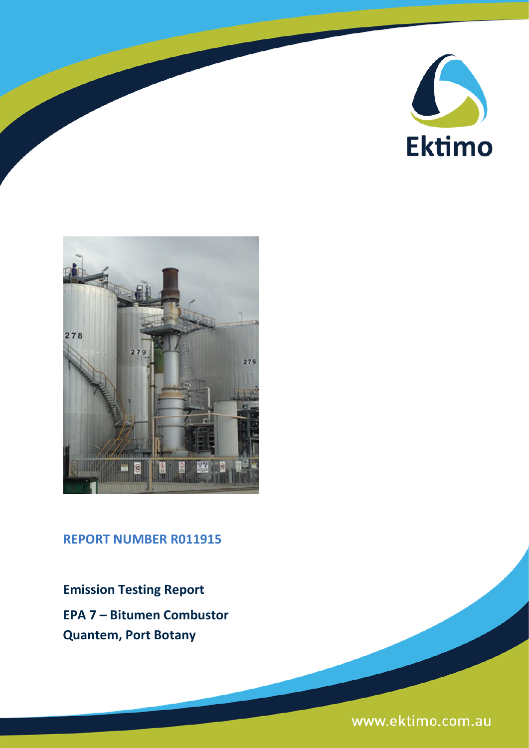Ektimo

**REPORT NUMBER R011915**

**Emission Testing Report**

**EPA 7 – Bitumen Combustor**

**Quantem, Port Botany**

www.ektimo.com.au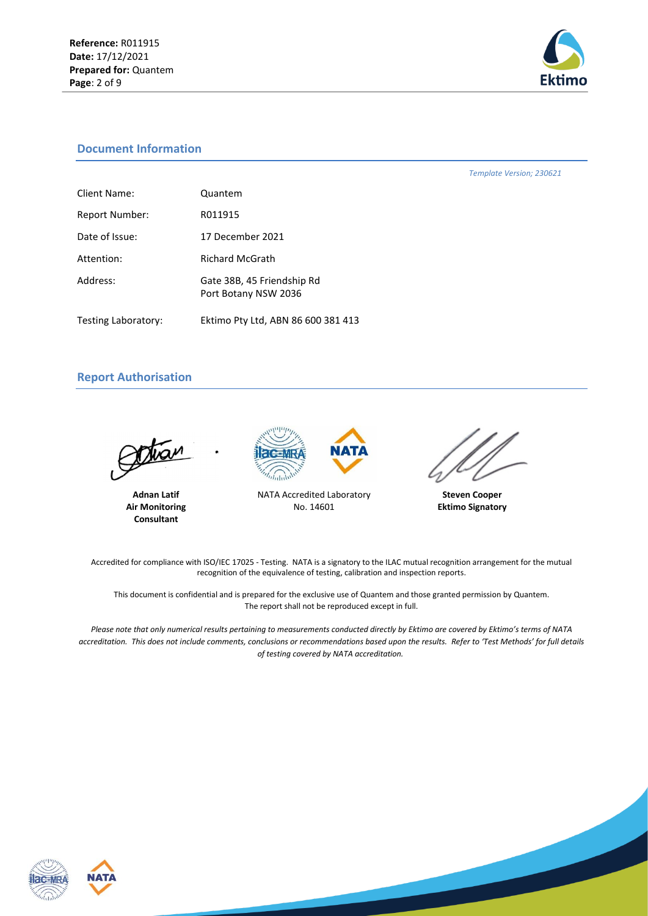## Document Information

*Template Version; 230621*

| | |
|---|---|
| Client Name: | Quantem |
| Report Number: | R011915 |
| Date of Issue: | 17 December 2021 |
| Attention: | Richard McGrath |
| Address: | Gate 38B, 45 Friendship Rd<br>Port Botany NSW 2036 |
| Testing Laboratory: | Ektimo Pty Ltd, ABN 86 600 381 413 |

## Report Authorisation

**Adnan Latif**
**Air Monitoring Consultant**

NATA Accredited Laboratory
No. 14601

**Steven Cooper**
**Ektimo Signatory**

Accredited for compliance with ISO/IEC 17025 - Testing. NATA is a signatory to the ILAC mutual recognition arrangement for the mutual recognition of the equivalence of testing, calibration and inspection reports.

This document is confidential and is prepared for the exclusive use of Quantem and those granted permission by Quantem. The report shall not be reproduced except in full.

*Please note that only numerical results pertaining to measurements conducted directly by Ektimo are covered by Ektimo's terms of NATA accreditation. This does not include comments, conclusions or recommendations based upon the results. Refer to 'Test Methods' for full details of testing covered by NATA accreditation.*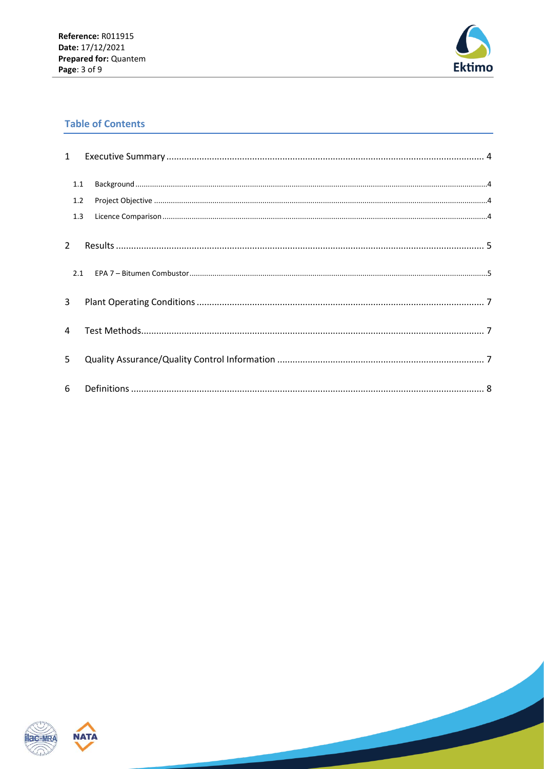## Table of Contents

1 Executive Summary ........ 4

 1.1 Background ........ 4

 1.2 Project Objective ........ 4

 1.3 Licence Comparison ........ 4

2 Results ........ 5

 2.1 EPA 7 – Bitumen Combustor ........ 5

3 Plant Operating Conditions ........ 7

4 Test Methods ........ 7

5 Quality Assurance/Quality Control Information ........ 7

6 Definitions ........ 8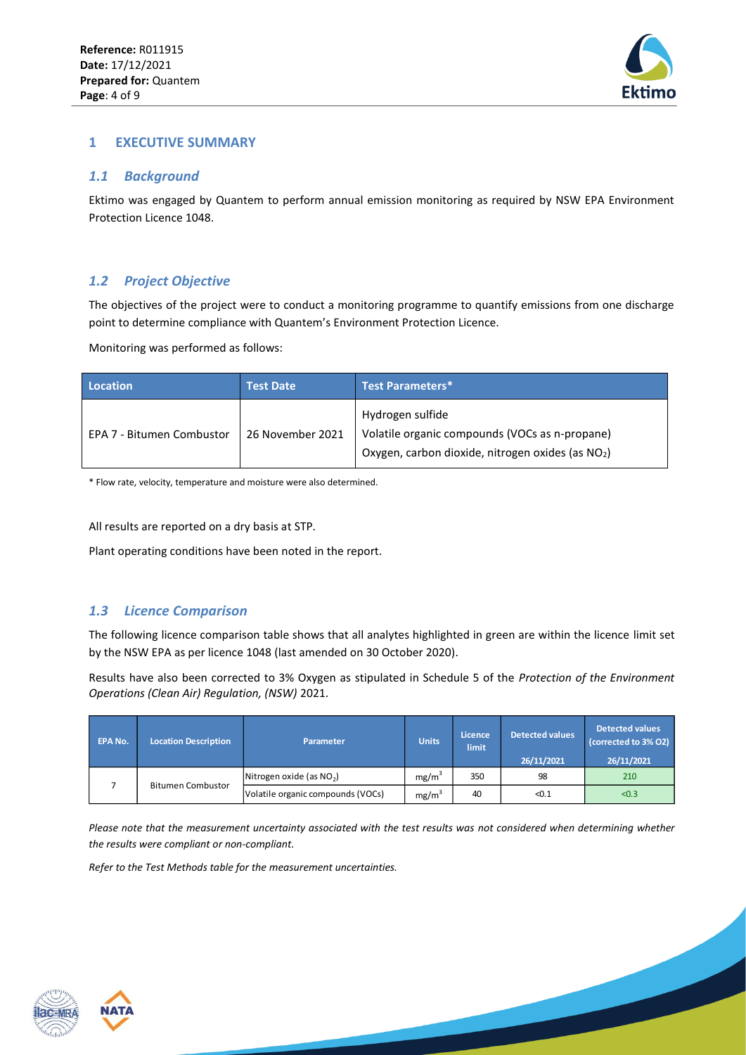## 1 EXECUTIVE SUMMARY

### *1.1 Background*

Ektimo was engaged by Quantem to perform annual emission monitoring as required by NSW EPA Environment Protection Licence 1048.

### *1.2 Project Objective*

The objectives of the project were to conduct a monitoring programme to quantify emissions from one discharge point to determine compliance with Quantem's Environment Protection Licence.

Monitoring was performed as follows:

| Location | Test Date | Test Parameters* |
|---|---|---|
| EPA 7 - Bitumen Combustor | 26 November 2021 | Hydrogen sulfide<br>Volatile organic compounds (VOCs as n-propane)<br>Oxygen, carbon dioxide, nitrogen oxides (as $NO_2$) |

* Flow rate, velocity, temperature and moisture were also determined.

All results are reported on a dry basis at STP.

Plant operating conditions have been noted in the report.

### *1.3 Licence Comparison*

The following licence comparison table shows that all analytes highlighted in green are within the licence limit set by the NSW EPA as per licence 1048 (last amended on 30 October 2020).

Results have also been corrected to 3% Oxygen as stipulated in Schedule 5 of the *Protection of the Environment Operations (Clean Air) Regulation, (NSW)* 2021.

| EPA No. | Location Description | Parameter | Units | Licence limit | Detected values | Detected values (corrected to 3% O2) |
|---|---|---|---|---|---|---|
| | | | | | 26/11/2021 | 26/11/2021 |
| 7 | Bitumen Combustor | Nitrogen oxide (as $NO_2$) | $mg/m^3$ | 350 | 98 | 210 |
| | | Volatile organic compounds (VOCs) | $mg/m^3$ | 40 | <0.1 | <0.3 |

*Please note that the measurement uncertainty associated with the test results was not considered when determining whether the results were compliant or non-compliant.*

*Refer to the Test Methods table for the measurement uncertainties.*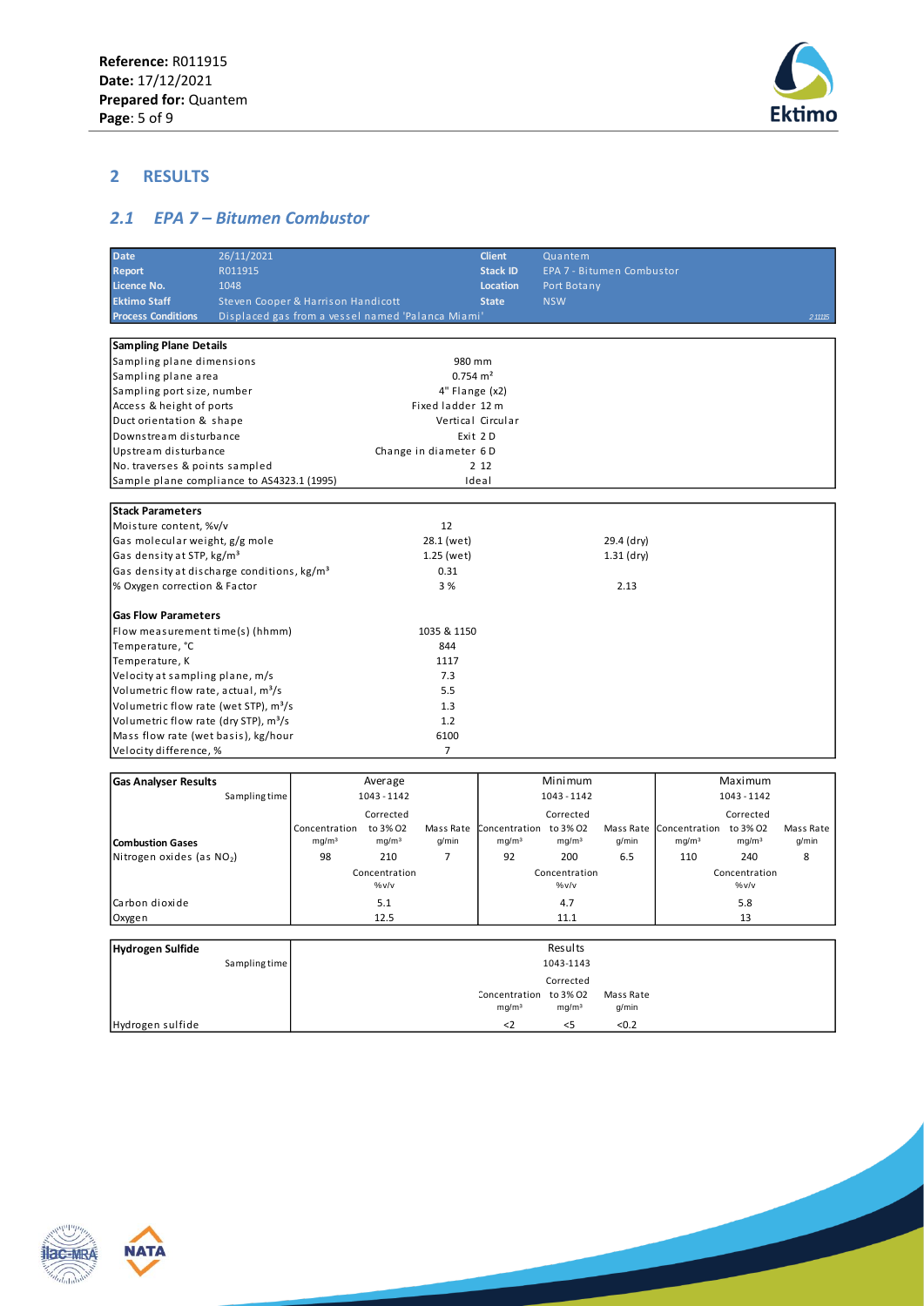## 2 RESULTS

### 2.1 EPA 7 – Bitumen Combustor

| Date | 26/11/2021 | Client | Quantem |
|---|---|---|---|
| Report | R011915 | Stack ID | EPA 7 - Bitumen Combustor |
| Licence No. | 1048 | Location | Port Botany |
| Ektimo Staff | Steven Cooper & Harrison Handicott | State | NSW |
| Process Conditions | Displaced gas from a vessel named 'Palanca Miami' | | 211115 |

| Sampling Plane Details | |
|---|---|
| Sampling plane dimensions | 980 mm |
| Sampling plane area | 0.754 m² |
| Sampling port size, number | 4" Flange (x2) |
| Access & height of ports | Fixed ladder 12 m |
| Duct orientation & shape | Vertical Circular |
| Downstream disturbance | Exit 2 D |
| Upstream disturbance | Change in diameter 6 D |
| No. traverses & points sampled | 2 12 |
| Sample plane compliance to AS4323.1 (1995) | Ideal |

| Stack Parameters | | |
|---|---|---|
| Moisture content, %v/v | 12 | |
| Gas molecular weight, g/g mole | 28.1 (wet) | 29.4 (dry) |
| Gas density at STP, kg/m³ | 1.25 (wet) | 1.31 (dry) |
| Gas density at discharge conditions, kg/m³ | 0.31 | |
| % Oxygen correction & Factor | 3 % | 2.13 |
| **Gas Flow Parameters** | | |
| Flow measurement time(s) (hhmm) | 1035 & 1150 | |
| Temperature, °C | 844 | |
| Temperature, K | 1117 | |
| Velocity at sampling plane, m/s | 7.3 | |
| Volumetric flow rate, actual, m³/s | 5.5 | |
| Volumetric flow rate (wet STP), m³/s | 1.3 | |
| Volumetric flow rate (dry STP), m³/s | 1.2 | |
| Mass flow rate (wet basis), kg/hour | 6100 | |
| Velocity difference, % | 7 | |

| Gas Analyser Results | Average | | | Minimum | | | Maximum | | |
|---|---|---|---|---|---|---|---|---|---|
| Sampling time | 1043 - 1142 | | | 1043 - 1142 | | | 1043 - 1142 | | |
| **Combustion Gases** | Concentration mg/m³ | Corrected to 3% O2 mg/m³ | Mass Rate g/min | Concentration mg/m³ | Corrected to 3% O2 mg/m³ | Mass Rate g/min | Concentration mg/m³ | Corrected to 3% O2 mg/m³ | Mass Rate g/min |
| Nitrogen oxides (as $NO_2$) | 98 | 210 | 7 | 92 | 200 | 6.5 | 110 | 240 | 8 |
| | Concentration %v/v | | | Concentration %v/v | | | Concentration %v/v | | |
| Carbon dioxide | 5.1 | | | 4.7 | | | 5.8 | | |
| Oxygen | 12.5 | | | 11.1 | | | 13 | | |

| Hydrogen Sulfide | Results | | |
|---|---|---|---|
| Sampling time | 1043-1143 | | |
| | Concentration mg/m³ | Corrected to 3% O2 mg/m³ | Mass Rate g/min |
| Hydrogen sulfide | <2 | <5 | <0.2 |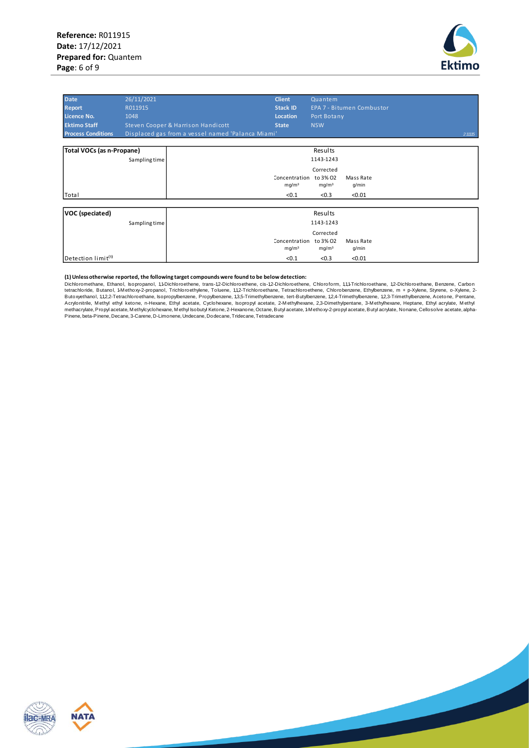| Date | 26/11/2021 | Client | Quantem |
| --- | --- | --- | --- |
| Report | R011915 | Stack ID | EPA 7 - Bitumen Combustor |
| Licence No. | 1048 | Location | Port Botany |
| Ektimo Staff | Steven Cooper & Harrison Handicott | State | NSW |
| Process Conditions | Displaced gas from a vessel named 'Palanca Miami' | | 211115 |

| Total VOCs (as n-Propane) | Results | | |
| --- | --- | --- | --- |
| Sampling time | 1143-1243 | | |
| | Concentration mg/m³ | Corrected to 3% $O_2$ mg/m³ | Mass Rate g/min |
| Total | <0.1 | <0.3 | <0.01 |

| VOC (speciated) | Results | | |
| --- | --- | --- | --- |
| Sampling time | 1143-1243 | | |
| | Concentration mg/m³ | Corrected to 3% $O_2$ mg/m³ | Mass Rate g/min |
| Detection limit[1] | <0.1 | <0.3 | <0.01 |

**(1) Unless otherwise reported, the following target compounds were found to be below detection:**
Dichloromethane, Ethanol, Isopropanol, 1,1-Dichloroethene, trans-1,2-Dichloroethene, cis-1,2-Dichloroethene, Chloroform, 1,1,1-Trichloroethane, 1,2-Dichloroethane, Benzene, Carbon tetrachloride, Butanol, 1-Methoxy-2-propanol, Trichloroethylene, Toluene, 1,1,2-Trichloroethane, Tetrachloroethene, Chlorobenzene, Ethylbenzene, m + p-Xylene, Styrene, o-Xylene, 2-Butoxyethanol, 1,1,2,2-Tetrachloroethane, Isopropylbenzene, Propylbenzene, 1,3,5-Trimethylbenzene, tert-Butylbenzene, 1,2,4-Trimethylbenzene, 1,2,3-Trimethylbenzene, Acetone, Pentane, Acrylonitrile, Methyl ethyl ketone, n-Hexane, Ethyl acetate, Cyclohexane, Isopropyl acetate, 2-Methylhexane, 2,3-Dimethylpentane, 3-Methylhexane, Heptane, Ethyl acrylate, Methyl methacrylate, Propyl acetate, Methylcyclohexane, Methyl Isobutyl Ketone, 2-Hexanone, Octane, Butyl acetate, 1-Methoxy-2-propyl acetate, Butyl acrylate, Nonane, Cellosolve acetate, alpha-Pinene, beta-Pinene, Decane, 3-Carene, D-Limonene, Undecane, Dodecane, Tridecane, Tetradecane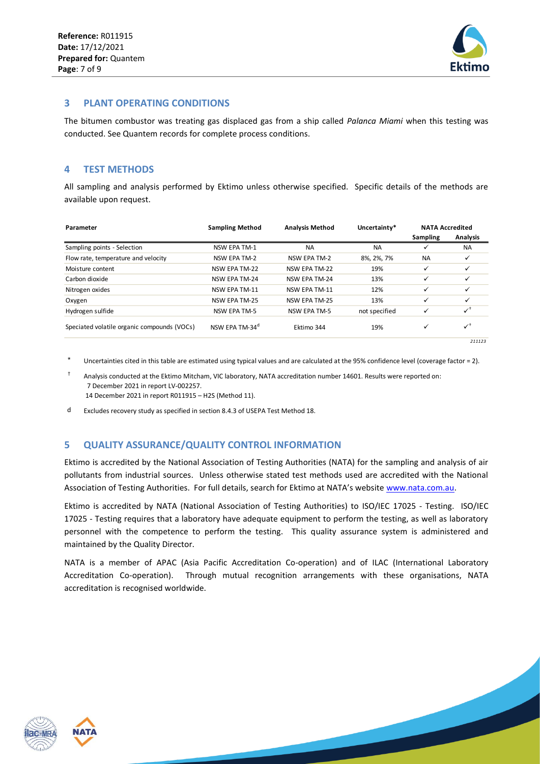## 3 PLANT OPERATING CONDITIONS

The bitumen combustor was treating gas displaced gas from a ship called *Palanca Miami* when this testing was conducted. See Quantem records for complete process conditions.

## 4 TEST METHODS

All sampling and analysis performed by Ektimo unless otherwise specified. Specific details of the methods are available upon request.

| Parameter | Sampling Method | Analysis Method | Uncertainty* | NATA Accredited | |
|---|---|---|---|---|---|
| | | | | Sampling | Analysis |
| Sampling points - Selection | NSW EPA TM-1 | NA | NA | ✓ | NA |
| Flow rate, temperature and velocity | NSW EPA TM-2 | NSW EPA TM-2 | 8%, 2%, 7% | NA | ✓ |
| Moisture content | NSW EPA TM-22 | NSW EPA TM-22 | 19% | ✓ | ✓ |
| Carbon dioxide | NSW EPA TM-24 | NSW EPA TM-24 | 13% | ✓ | ✓ |
| Nitrogen oxides | NSW EPA TM-11 | NSW EPA TM-11 | 12% | ✓ | ✓ |
| Oxygen | NSW EPA TM-25 | NSW EPA TM-25 | 13% | ✓ | ✓ |
| Hydrogen sulfide | NSW EPA TM-5 | NSW EPA TM-5 | not specified | ✓ | ✓† |
| Speciated volatile organic compounds (VOCs) | NSW EPA TM-34[d] | Ektimo 344 | 19% | ✓ | ✓† |

*211123*

\* Uncertainties cited in this table are estimated using typical values and are calculated at the 95% confidence level (coverage factor = 2).

† Analysis conducted at the Ektimo Mitcham, VIC laboratory, NATA accreditation number 14601. Results were reported on:
7 December 2021 in report LV-002257.
14 December 2021 in report R011915 – H2S (Method 11).

d Excludes recovery study as specified in section 8.4.3 of USEPA Test Method 18.

## 5 QUALITY ASSURANCE/QUALITY CONTROL INFORMATION

Ektimo is accredited by the National Association of Testing Authorities (NATA) for the sampling and analysis of air pollutants from industrial sources. Unless otherwise stated test methods used are accredited with the National Association of Testing Authorities. For full details, search for Ektimo at NATA's website www.nata.com.au.

Ektimo is accredited by NATA (National Association of Testing Authorities) to ISO/IEC 17025 - Testing. ISO/IEC 17025 - Testing requires that a laboratory have adequate equipment to perform the testing, as well as laboratory personnel with the competence to perform the testing. This quality assurance system is administered and maintained by the Quality Director.

NATA is a member of APAC (Asia Pacific Accreditation Co-operation) and of ILAC (International Laboratory Accreditation Co-operation). Through mutual recognition arrangements with these organisations, NATA accreditation is recognised worldwide.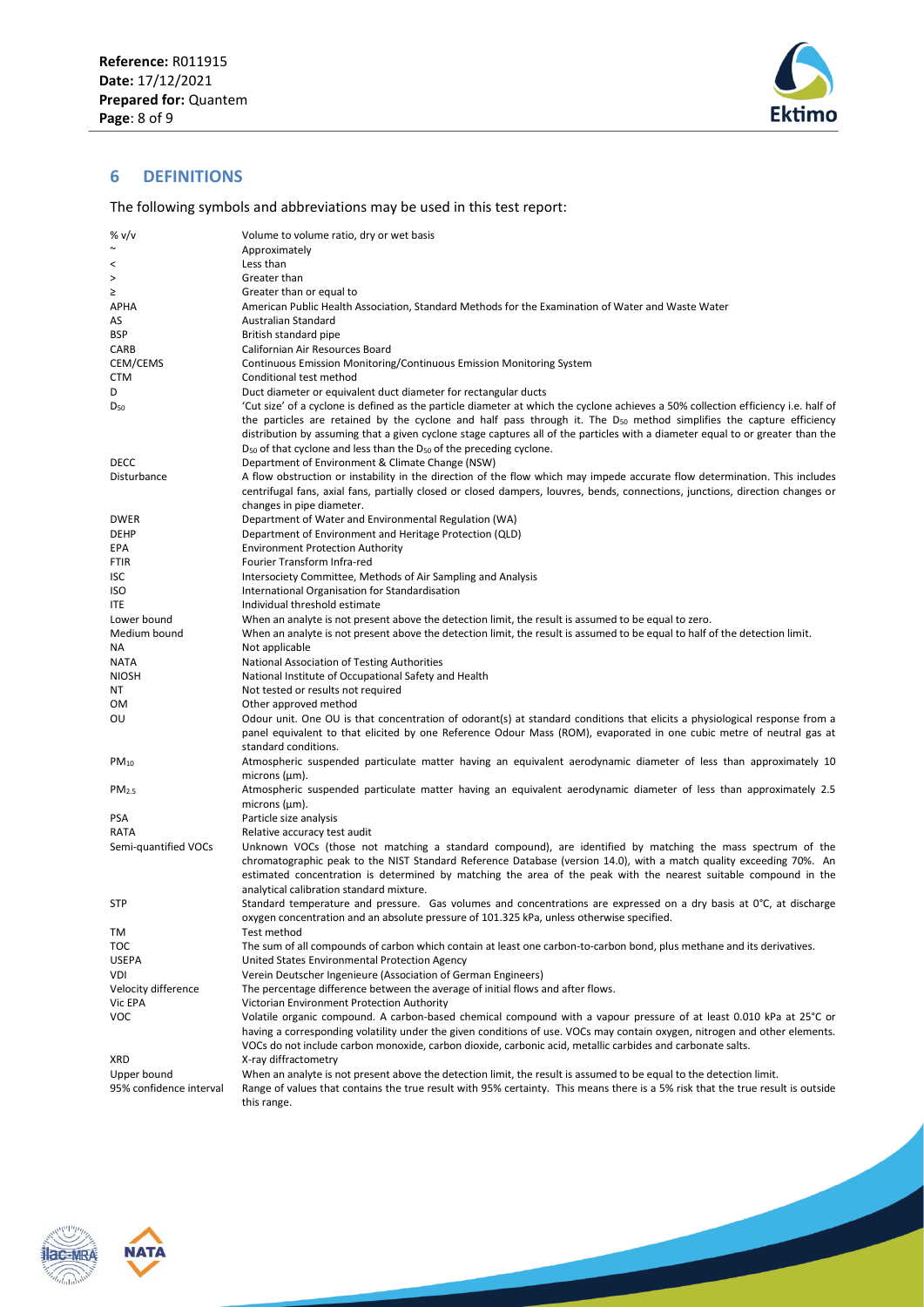## 6 DEFINITIONS

The following symbols and abbreviations may be used in this test report:

| | |
|---|---|
| % v/v | Volume to volume ratio, dry or wet basis |
| ~ | Approximately |
| < | Less than |
| > | Greater than |
| ≥ | Greater than or equal to |
| APHA | American Public Health Association, Standard Methods for the Examination of Water and Waste Water |
| AS | Australian Standard |
| BSP | British standard pipe |
| CARB | Californian Air Resources Board |
| CEM/CEMS | Continuous Emission Monitoring/Continuous Emission Monitoring System |
| CTM | Conditional test method |
| D | Duct diameter or equivalent duct diameter for rectangular ducts |
| $D_{50}$ | 'Cut size' of a cyclone is defined as the particle diameter at which the cyclone achieves a 50% collection efficiency i.e. half of the particles are retained by the cyclone and half pass through it. The $D_{50}$ method simplifies the capture efficiency distribution by assuming that a given cyclone stage captures all of the particles with a diameter equal to or greater than the $D_{50}$ of that cyclone and less than the $D_{50}$ of the preceding cyclone. |
| DECC | Department of Environment & Climate Change (NSW) |
| Disturbance | A flow obstruction or instability in the direction of the flow which may impede accurate flow determination. This includes centrifugal fans, axial fans, partially closed or closed dampers, louvres, bends, connections, junctions, direction changes or changes in pipe diameter. |
| DWER | Department of Water and Environmental Regulation (WA) |
| DEHP | Department of Environment and Heritage Protection (QLD) |
| EPA | Environment Protection Authority |
| FTIR | Fourier Transform Infra-red |
| ISC | Intersociety Committee, Methods of Air Sampling and Analysis |
| ISO | International Organisation for Standardisation |
| ITE | Individual threshold estimate |
| Lower bound | When an analyte is not present above the detection limit, the result is assumed to be equal to zero. |
| Medium bound | When an analyte is not present above the detection limit, the result is assumed to be equal to half of the detection limit. |
| NA | Not applicable |
| NATA | National Association of Testing Authorities |
| NIOSH | National Institute of Occupational Safety and Health |
| NT | Not tested or results not required |
| OM | Other approved method |
| OU | Odour unit. One OU is that concentration of odorant(s) at standard conditions that elicits a physiological response from a panel equivalent to that elicited by one Reference Odour Mass (ROM), evaporated in one cubic metre of neutral gas at standard conditions. |
| $PM_{10}$ | Atmospheric suspended particulate matter having an equivalent aerodynamic diameter of less than approximately 10 microns (µm). |
| $PM_{2.5}$ | Atmospheric suspended particulate matter having an equivalent aerodynamic diameter of less than approximately 2.5 microns (µm). |
| PSA | Particle size analysis |
| RATA | Relative accuracy test audit |
| Semi-quantified VOCs | Unknown VOCs (those not matching a standard compound), are identified by matching the mass spectrum of the chromatographic peak to the NIST Standard Reference Database (version 14.0), with a match quality exceeding 70%. An estimated concentration is determined by matching the area of the peak with the nearest suitable compound in the analytical calibration standard mixture. |
| STP | Standard temperature and pressure. Gas volumes and concentrations are expressed on a dry basis at 0°C, at discharge oxygen concentration and an absolute pressure of 101.325 kPa, unless otherwise specified. |
| TM | Test method |
| TOC | The sum of all compounds of carbon which contain at least one carbon-to-carbon bond, plus methane and its derivatives. |
| USEPA | United States Environmental Protection Agency |
| VDI | Verein Deutscher Ingenieure (Association of German Engineers) |
| Velocity difference | The percentage difference between the average of initial flows and after flows. |
| Vic EPA | Victorian Environment Protection Authority |
| VOC | Volatile organic compound. A carbon-based chemical compound with a vapour pressure of at least 0.010 kPa at 25°C or having a corresponding volatility under the given conditions of use. VOCs may contain oxygen, nitrogen and other elements. VOCs do not include carbon monoxide, carbon dioxide, carbonic acid, metallic carbides and carbonate salts. |
| XRD | X-ray diffractometry |
| Upper bound | When an analyte is not present above the detection limit, the result is assumed to be equal to the detection limit. |
| 95% confidence interval | Range of values that contains the true result with 95% certainty. This means there is a 5% risk that the true result is outside this range. |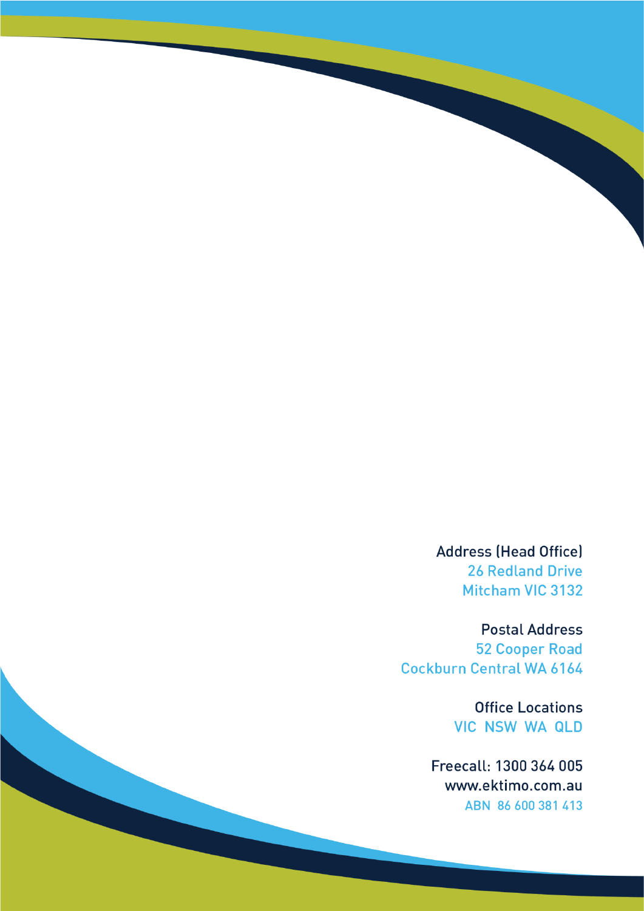**Address (Head Office)**
26 Redland Drive
Mitcham VIC 3132

**Postal Address**
52 Cooper Road
Cockburn Central WA 6164

**Office Locations**
VIC NSW WA QLD

Freecall: 1300 364 005
www.ektimo.com.au
ABN 86 600 381 413